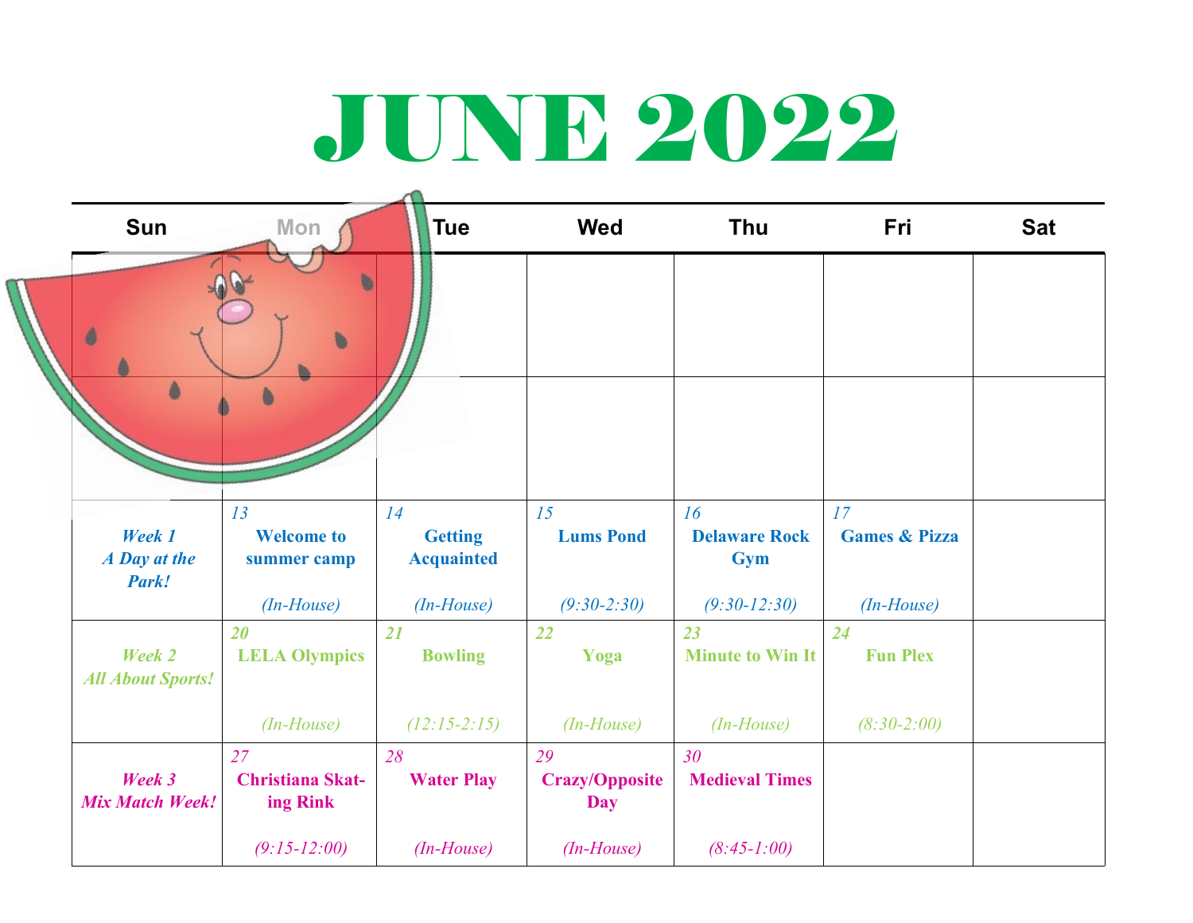# JUNE 2022

| Sun | Mon | Tue | Wed | Thu | Fri | Sat |
|---|---|---|---|---|---|---|
| | | | | | | |
| | | | | | | |
| ***Week 1 A Day at the Park!*** | 13 **Welcome to summer camp** *(In-House)* | 14 **Getting Acquainted** *(In-House)* | 15 **Lums Pond** *(9:30-2:30)* | 16 **Delaware Rock Gym** *(9:30-12:30)* | 17 **Games & Pizza** *(In-House)* | |
| ***Week 2 All About Sports!*** | 20 **LELA Olympics** *(In-House)* | 21 **Bowling** *(12:15-2:15)* | 22 **Yoga** *(In-House)* | 23 **Minute to Win It** *(In-House)* | 24 **Fun Plex** *(8:30-2:00)* | |
| ***Week 3 Mix Match Week!*** | 27 **Christiana Skating Rink** *(9:15-12:00)* | 28 **Water Play** *(In-House)* | 29 **Crazy/Opposite Day** *(In-House)* | 30 **Medieval Times** *(8:45-1:00)* | | |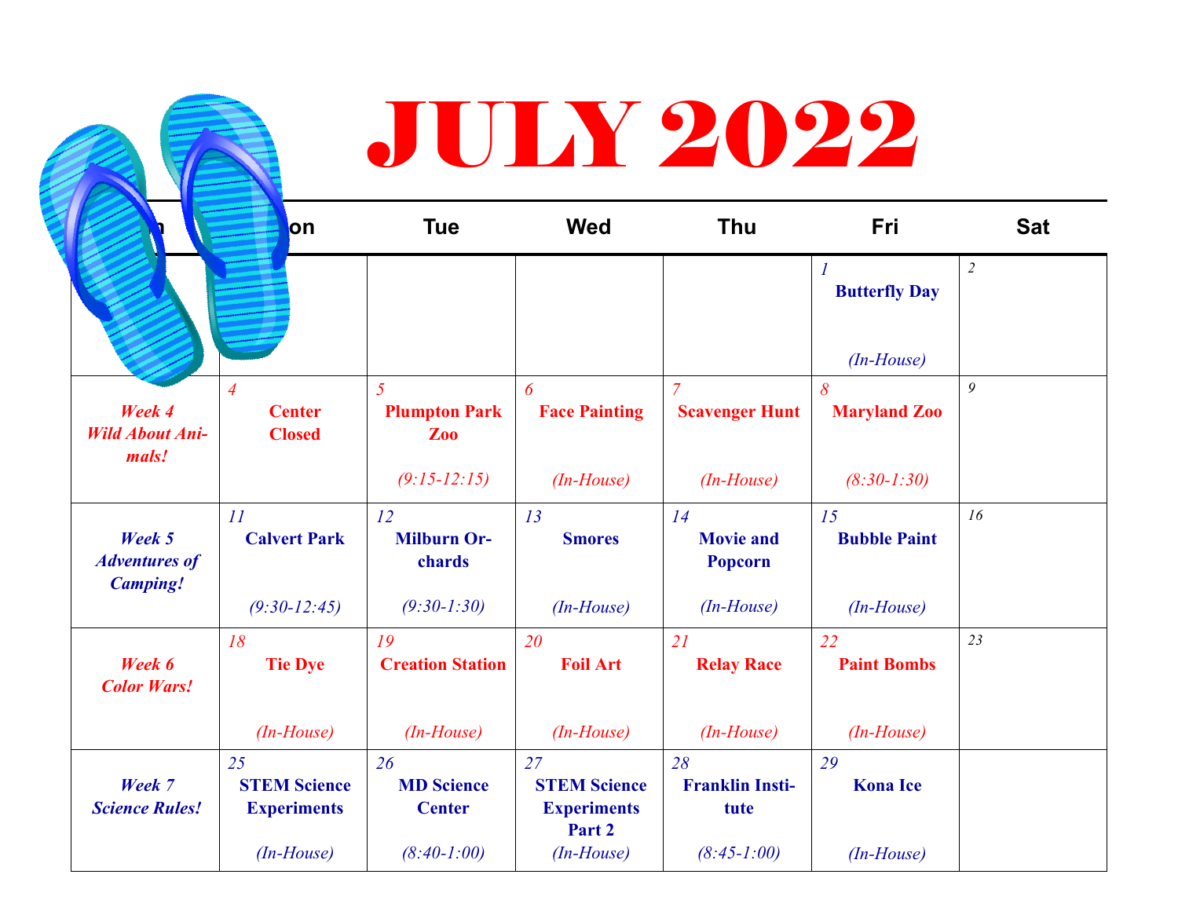# JULY 2022

| Sun | Mon | Tue | Wed | Thu | Fri | Sat |
|---|---|---|---|---|---|---|
| | | | | | 1 **Butterfly Day** *(In-House)* | 2 |
| *Week 4 Wild About Animals!* | 4 **Center Closed** | 5 **Plumpton Park Zoo** *(9:15-12:15)* | 6 **Face Painting** *(In-House)* | 7 **Scavenger Hunt** *(In-House)* | 8 **Maryland Zoo** *(8:30-1:30)* | 9 |
| *Week 5 Adventures of Camping!* | 11 **Calvert Park** *(9:30-12:45)* | 12 **Milburn Orchards** *(9:30-1:30)* | 13 **Smores** *(In-House)* | 14 **Movie and Popcorn** *(In-House)* | 15 **Bubble Paint** *(In-House)* | 16 |
| *Week 6 Color Wars!* | 18 **Tie Dye** *(In-House)* | 19 **Creation Station** *(In-House)* | 20 **Foil Art** *(In-House)* | 21 **Relay Race** *(In-House)* | 22 **Paint Bombs** *(In-House)* | 23 |
| *Week 7 Science Rules!* | 25 **STEM Science Experiments** *(In-House)* | 26 **MD Science Center** *(8:40-1:00)* | 27 **STEM Science Experiments Part 2** *(In-House)* | 28 **Franklin Institute** *(8:45-1:00)* | 29 **Kona Ice** *(In-House)* | |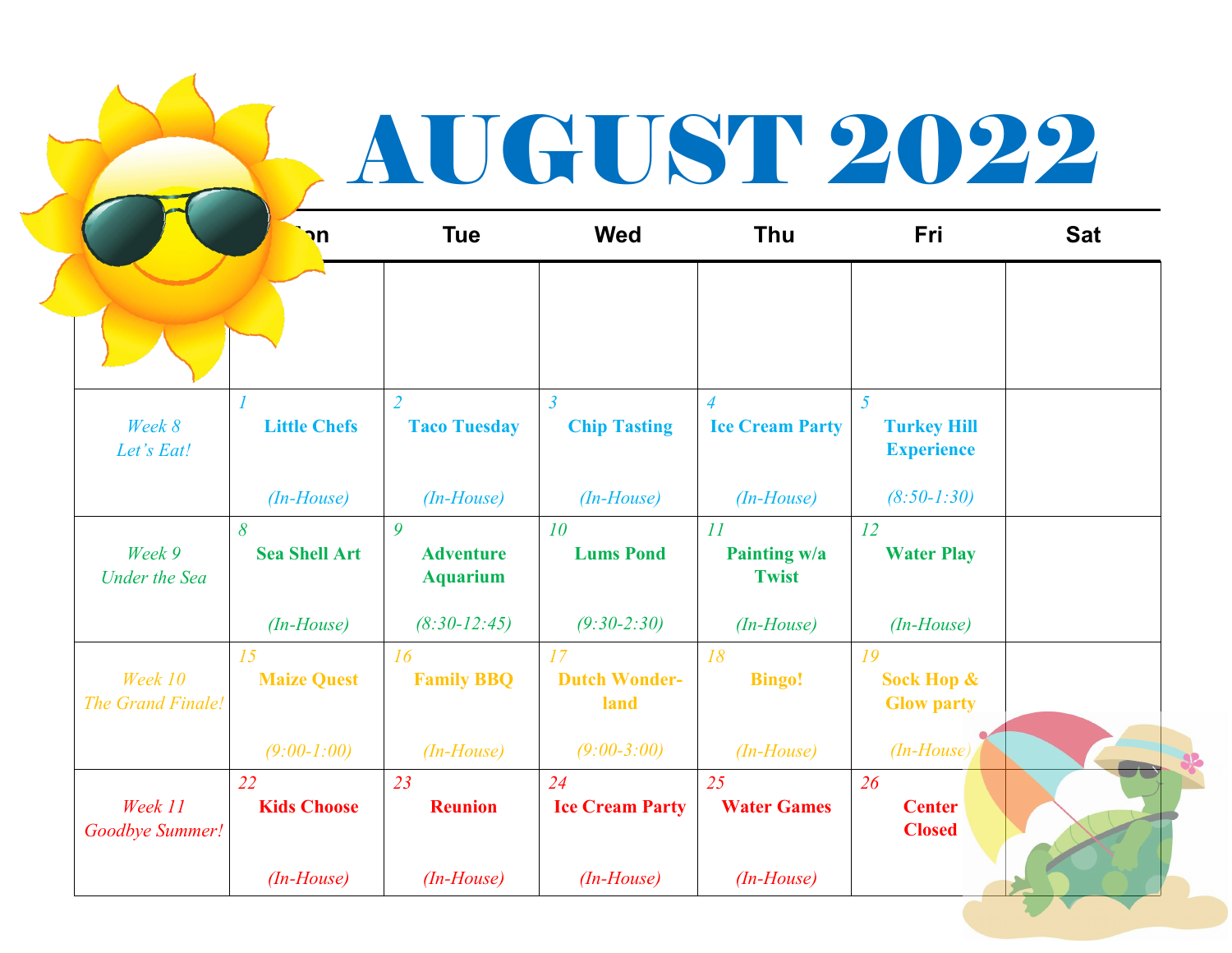# AUGUST 2022

| | Mon | Tue | Wed | Thu | Fri | Sat |
|---|---|---|---|---|---|---|
| | | | | | | |
| *Week 8*<br>*Let's Eat!* | *1*<br>**Little Chefs**<br>*(In-House)* | *2*<br>**Taco Tuesday**<br>*(In-House)* | *3*<br>**Chip Tasting**<br>*(In-House)* | *4*<br>**Ice Cream Party**<br>*(In-House)* | *5*<br>**Turkey Hill Experience**<br>*(8:50-1:30)* | |
| *Week 9*<br>*Under the Sea* | *8*<br>**Sea Shell Art**<br>*(In-House)* | *9*<br>**Adventure Aquarium**<br>*(8:30-12:45)* | *10*<br>**Lums Pond**<br>*(9:30-2:30)* | *11*<br>**Painting w/a Twist**<br>*(In-House)* | *12*<br>**Water Play**<br>*(In-House)* | |
| *Week 10*<br>*The Grand Finale!* | *15*<br>**Maize Quest**<br>*(9:00-1:00)* | *16*<br>**Family BBQ**<br>*(In-House)* | *17*<br>**Dutch Wonder-land**<br>*(9:00-3:00)* | *18*<br>**Bingo!**<br>*(In-House)* | *19*<br>**Sock Hop & Glow party**<br>*(In-House)* | |
| *Week 11*<br>*Goodbye Summer!* | *22*<br>**Kids Choose**<br>*(In-House)* | *23*<br>**Reunion**<br>*(In-House)* | *24*<br>**Ice Cream Party**<br>*(In-House)* | *25*<br>**Water Games**<br>*(In-House)* | *26*<br>**Center Closed** | |